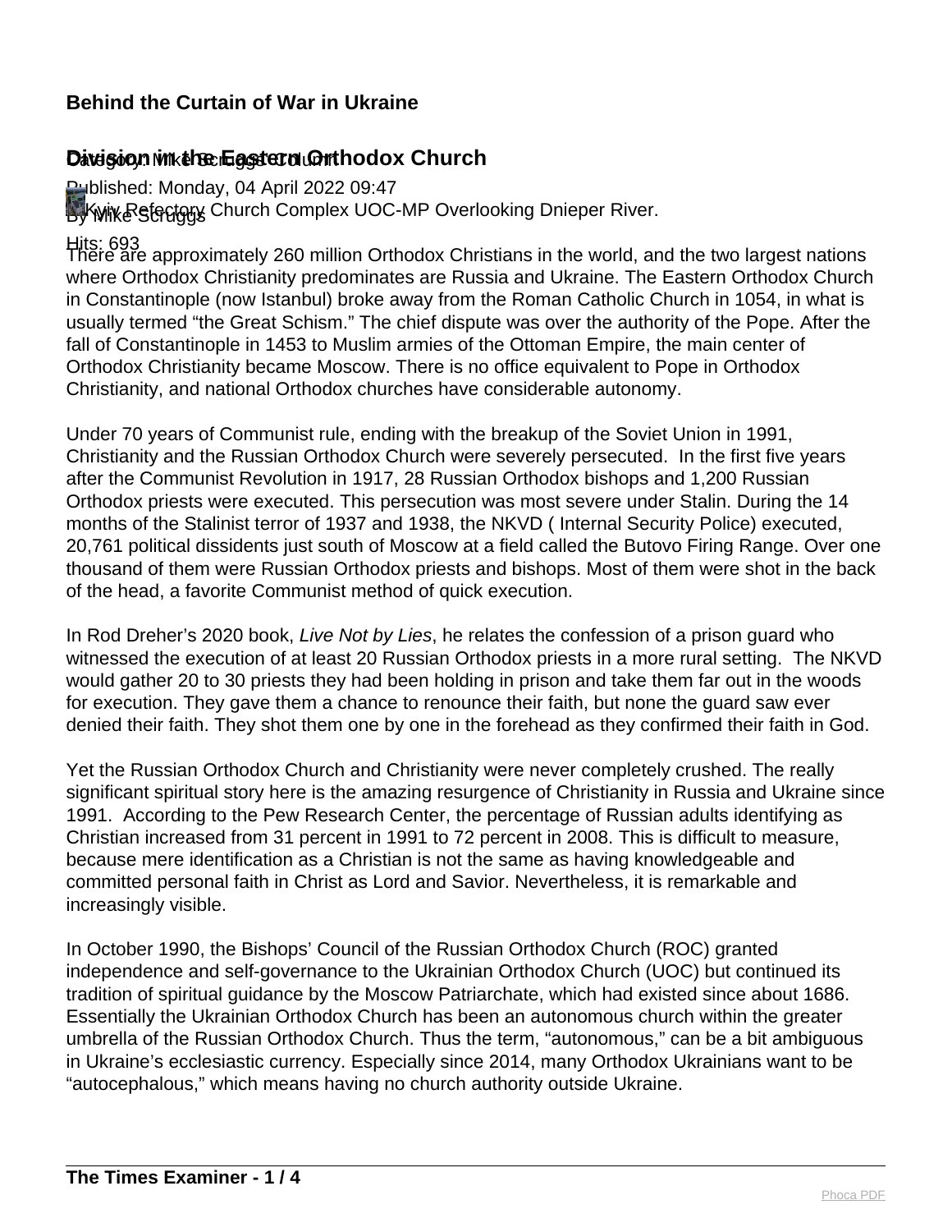# Behind the Curtain of War in Ukraine

## Division in the Eastern Orthodox Church

Category: Mike Scruggs Column

Published: Monday, 04 April 2022 09:47

By Mike Scruggs

Hits: 693

Kyiv Refectory Church Complex UOC-MP Overlooking Dnieper River.

There are approximately 260 million Orthodox Christians in the world, and the two largest nations where Orthodox Christianity predominates are Russia and Ukraine. The Eastern Orthodox Church in Constantinople (now Istanbul) broke away from the Roman Catholic Church in 1054, in what is usually termed "the Great Schism." The chief dispute was over the authority of the Pope. After the fall of Constantinople in 1453 to Muslim armies of the Ottoman Empire, the main center of Orthodox Christianity became Moscow. There is no office equivalent to Pope in Orthodox Christianity, and national Orthodox churches have considerable autonomy.

Under 70 years of Communist rule, ending with the breakup of the Soviet Union in 1991, Christianity and the Russian Orthodox Church were severely persecuted. In the first five years after the Communist Revolution in 1917, 28 Russian Orthodox bishops and 1,200 Russian Orthodox priests were executed. This persecution was most severe under Stalin. During the 14 months of the Stalinist terror of 1937 and 1938, the NKVD ( Internal Security Police) executed, 20,761 political dissidents just south of Moscow at a field called the Butovo Firing Range. Over one thousand of them were Russian Orthodox priests and bishops. Most of them were shot in the back of the head, a favorite Communist method of quick execution.

In Rod Dreher's 2020 book, *Live Not by Lies*, he relates the confession of a prison guard who witnessed the execution of at least 20 Russian Orthodox priests in a more rural setting. The NKVD would gather 20 to 30 priests they had been holding in prison and take them far out in the woods for execution. They gave them a chance to renounce their faith, but none the guard saw ever denied their faith. They shot them one by one in the forehead as they confirmed their faith in God.

Yet the Russian Orthodox Church and Christianity were never completely crushed. The really significant spiritual story here is the amazing resurgence of Christianity in Russia and Ukraine since 1991. According to the Pew Research Center, the percentage of Russian adults identifying as Christian increased from 31 percent in 1991 to 72 percent in 2008. This is difficult to measure, because mere identification as a Christian is not the same as having knowledgeable and committed personal faith in Christ as Lord and Savior. Nevertheless, it is remarkable and increasingly visible.

In October 1990, the Bishops' Council of the Russian Orthodox Church (ROC) granted independence and self-governance to the Ukrainian Orthodox Church (UOC) but continued its tradition of spiritual guidance by the Moscow Patriarchate, which had existed since about 1686. Essentially the Ukrainian Orthodox Church has been an autonomous church within the greater umbrella of the Russian Orthodox Church. Thus the term, "autonomous," can be a bit ambiguous in Ukraine's ecclesiastic currency. Especially since 2014, many Orthodox Ukrainians want to be "autocephalous," which means having no church authority outside Ukraine.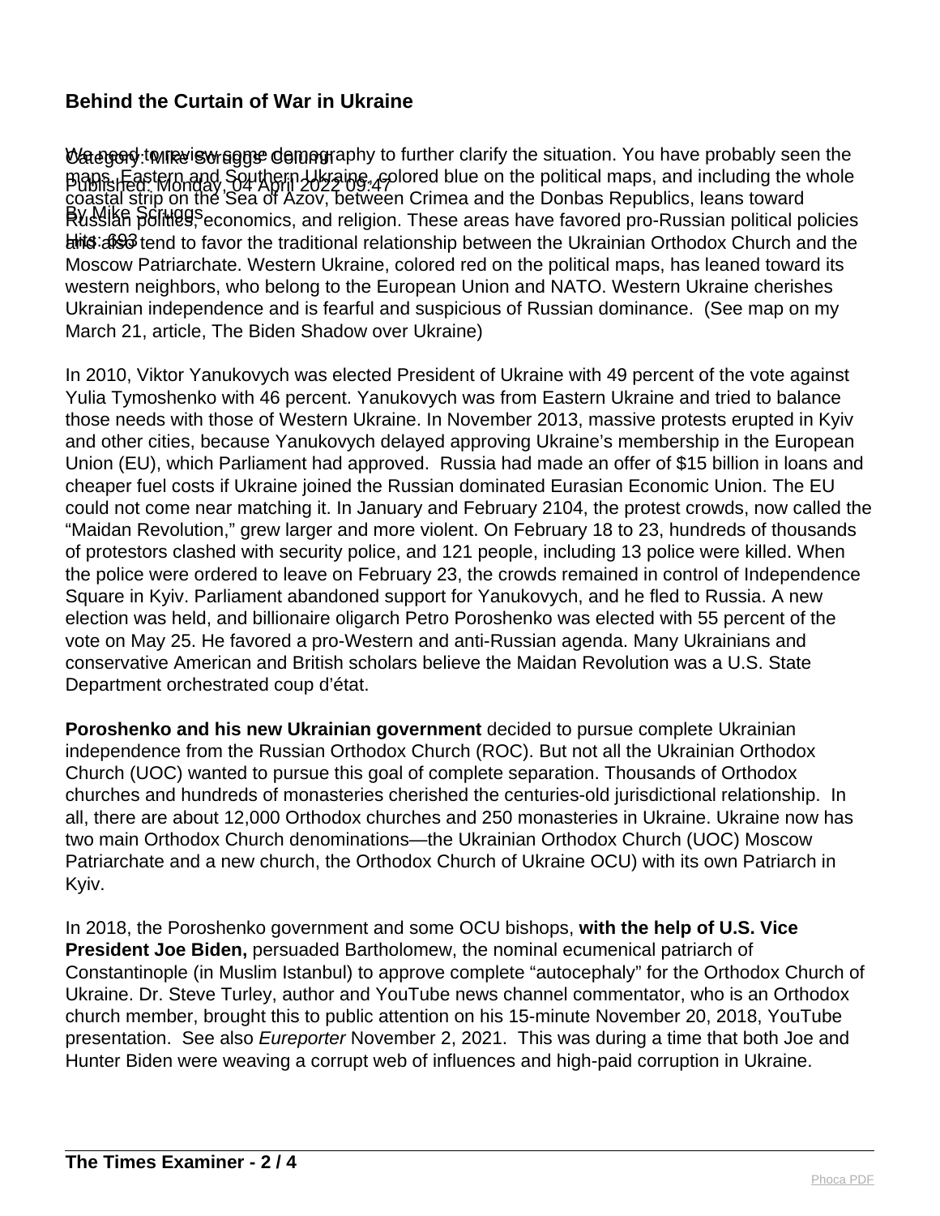We need to review some demography to further clarify the situation. You have probably seen the maps. Eastern and Southern Ukraine, colored blue on the political maps, and including the whole coastal strip on the Sea of Azov, between Crimea and the Donbas Republics, leans toward Russian politics, economics, and religion. These areas have favored pro-Russian political policies and also tend to favor the traditional relationship between the Ukrainian Orthodox Church and the Moscow Patriarchate. Western Ukraine, colored red on the political maps, has leaned toward its western neighbors, who belong to the European Union and NATO. Western Ukraine cherishes Ukrainian independence and is fearful and suspicious of Russian dominance. (See map on my March 21, article, The Biden Shadow over Ukraine)

In 2010, Viktor Yanukovych was elected President of Ukraine with 49 percent of the vote against Yulia Tymoshenko with 46 percent. Yanukovych was from Eastern Ukraine and tried to balance those needs with those of Western Ukraine. In November 2013, massive protests erupted in Kyiv and other cities, because Yanukovych delayed approving Ukraine's membership in the European Union (EU), which Parliament had approved. Russia had made an offer of $15 billion in loans and cheaper fuel costs if Ukraine joined the Russian dominated Eurasian Economic Union. The EU could not come near matching it. In January and February 2104, the protest crowds, now called the "Maidan Revolution," grew larger and more violent. On February 18 to 23, hundreds of thousands of protestors clashed with security police, and 121 people, including 13 police were killed. When the police were ordered to leave on February 23, the crowds remained in control of Independence Square in Kyiv. Parliament abandoned support for Yanukovych, and he fled to Russia. A new election was held, and billionaire oligarch Petro Poroshenko was elected with 55 percent of the vote on May 25. He favored a pro-Western and anti-Russian agenda. Many Ukrainians and conservative American and British scholars believe the Maidan Revolution was a U.S. State Department orchestrated coup d'état.

**Poroshenko and his new Ukrainian government** decided to pursue complete Ukrainian independence from the Russian Orthodox Church (ROC). But not all the Ukrainian Orthodox Church (UOC) wanted to pursue this goal of complete separation. Thousands of Orthodox churches and hundreds of monasteries cherished the centuries-old jurisdictional relationship. In all, there are about 12,000 Orthodox churches and 250 monasteries in Ukraine. Ukraine now has two main Orthodox Church denominations—the Ukrainian Orthodox Church (UOC) Moscow Patriarchate and a new church, the Orthodox Church of Ukraine OCU) with its own Patriarch in Kyiv.

In 2018, the Poroshenko government and some OCU bishops, **with the help of U.S. Vice President Joe Biden,** persuaded Bartholomew, the nominal ecumenical patriarch of Constantinople (in Muslim Istanbul) to approve complete "autocephaly" for the Orthodox Church of Ukraine. Dr. Steve Turley, author and YouTube news channel commentator, who is an Orthodox church member, brought this to public attention on his 15-minute November 20, 2018, YouTube presentation. See also *Eureporter* November 2, 2021. This was during a time that both Joe and Hunter Biden were weaving a corrupt web of influences and high-paid corruption in Ukraine.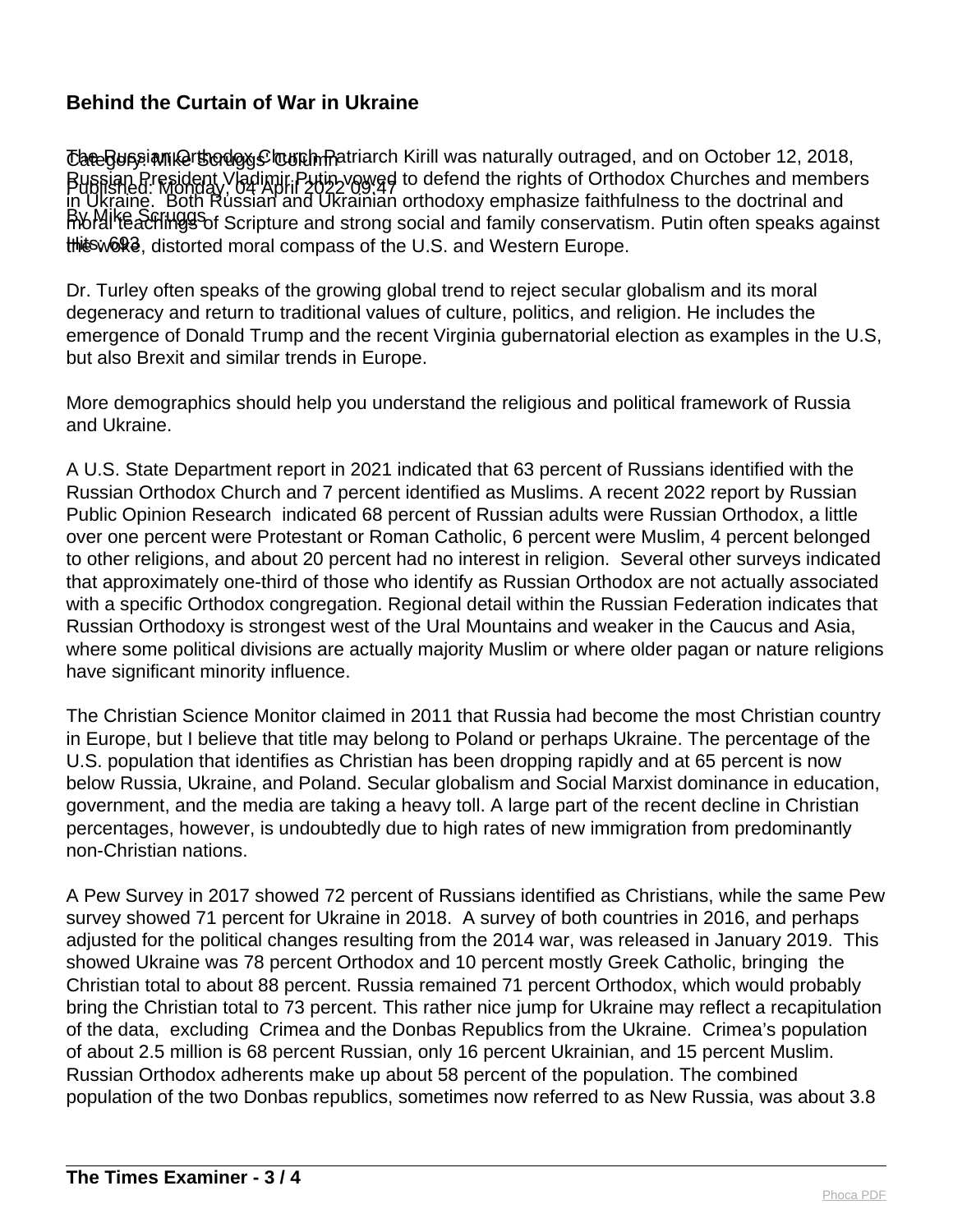The Russian Orthodox Church Patriarch Kirill was naturally outraged, and on October 12, 2018, Russian President Vladimir Putin vowed to defend the rights of Orthodox Churches and members in Ukraine. Both Russian and Ukrainian orthodoxy emphasize faithfulness to the doctrinal and moral teachings of Scripture and strong social and family conservatism. Putin often speaks against the woke, distorted moral compass of the U.S. and Western Europe.

Dr. Turley often speaks of the growing global trend to reject secular globalism and its moral degeneracy and return to traditional values of culture, politics, and religion. He includes the emergence of Donald Trump and the recent Virginia gubernatorial election as examples in the U.S, but also Brexit and similar trends in Europe.

More demographics should help you understand the religious and political framework of Russia and Ukraine.

A U.S. State Department report in 2021 indicated that 63 percent of Russians identified with the Russian Orthodox Church and 7 percent identified as Muslims. A recent 2022 report by Russian Public Opinion Research indicated 68 percent of Russian adults were Russian Orthodox, a little over one percent were Protestant or Roman Catholic, 6 percent were Muslim, 4 percent belonged to other religions, and about 20 percent had no interest in religion. Several other surveys indicated that approximately one-third of those who identify as Russian Orthodox are not actually associated with a specific Orthodox congregation. Regional detail within the Russian Federation indicates that Russian Orthodoxy is strongest west of the Ural Mountains and weaker in the Caucus and Asia, where some political divisions are actually majority Muslim or where older pagan or nature religions have significant minority influence.

The Christian Science Monitor claimed in 2011 that Russia had become the most Christian country in Europe, but I believe that title may belong to Poland or perhaps Ukraine. The percentage of the U.S. population that identifies as Christian has been dropping rapidly and at 65 percent is now below Russia, Ukraine, and Poland. Secular globalism and Social Marxist dominance in education, government, and the media are taking a heavy toll. A large part of the recent decline in Christian percentages, however, is undoubtedly due to high rates of new immigration from predominantly non-Christian nations.

A Pew Survey in 2017 showed 72 percent of Russians identified as Christians, while the same Pew survey showed 71 percent for Ukraine in 2018. A survey of both countries in 2016, and perhaps adjusted for the political changes resulting from the 2014 war, was released in January 2019. This showed Ukraine was 78 percent Orthodox and 10 percent mostly Greek Catholic, bringing the Christian total to about 88 percent. Russia remained 71 percent Orthodox, which would probably bring the Christian total to 73 percent. This rather nice jump for Ukraine may reflect a recapitulation of the data, excluding Crimea and the Donbas Republics from the Ukraine. Crimea's population of about 2.5 million is 68 percent Russian, only 16 percent Ukrainian, and 15 percent Muslim. Russian Orthodox adherents make up about 58 percent of the population. The combined population of the two Donbas republics, sometimes now referred to as New Russia, was about 3.8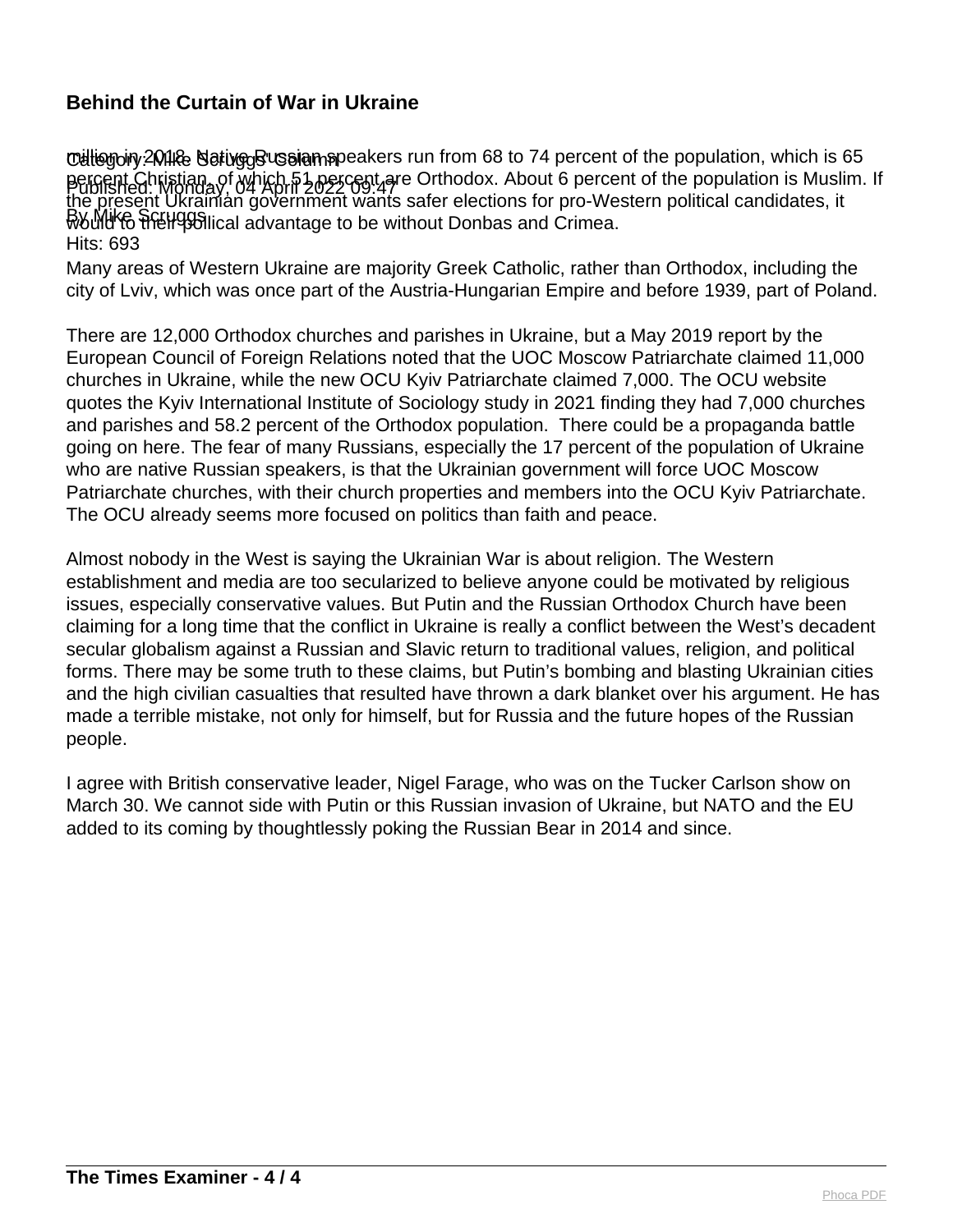million in 2018. Native Russian speakers run from 68 to 74 percent of the population, which is 65 percent Christian, of which 51 percent are Orthodox. About 6 percent of the population is Muslim. If the present Ukrainian government wants safer elections for pro-Western political candidates, it would to their polical advantage to be without Donbas and Crimea.

Many areas of Western Ukraine are majority Greek Catholic, rather than Orthodox, including the city of Lviv, which was once part of the Austria-Hungarian Empire and before 1939, part of Poland.

There are 12,000 Orthodox churches and parishes in Ukraine, but a May 2019 report by the European Council of Foreign Relations noted that the UOC Moscow Patriarchate claimed 11,000 churches in Ukraine, while the new OCU Kyiv Patriarchate claimed 7,000. The OCU website quotes the Kyiv International Institute of Sociology study in 2021 finding they had 7,000 churches and parishes and 58.2 percent of the Orthodox population. There could be a propaganda battle going on here. The fear of many Russians, especially the 17 percent of the population of Ukraine who are native Russian speakers, is that the Ukrainian government will force UOC Moscow Patriarchate churches, with their church properties and members into the OCU Kyiv Patriarchate. The OCU already seems more focused on politics than faith and peace.

Almost nobody in the West is saying the Ukrainian War is about religion. The Western establishment and media are too secularized to believe anyone could be motivated by religious issues, especially conservative values. But Putin and the Russian Orthodox Church have been claiming for a long time that the conflict in Ukraine is really a conflict between the West's decadent secular globalism against a Russian and Slavic return to traditional values, religion, and political forms. There may be some truth to these claims, but Putin's bombing and blasting Ukrainian cities and the high civilian casualties that resulted have thrown a dark blanket over his argument. He has made a terrible mistake, not only for himself, but for Russia and the future hopes of the Russian people.

I agree with British conservative leader, Nigel Farage, who was on the Tucker Carlson show on March 30. We cannot side with Putin or this Russian invasion of Ukraine, but NATO and the EU added to its coming by thoughtlessly poking the Russian Bear in 2014 and since.